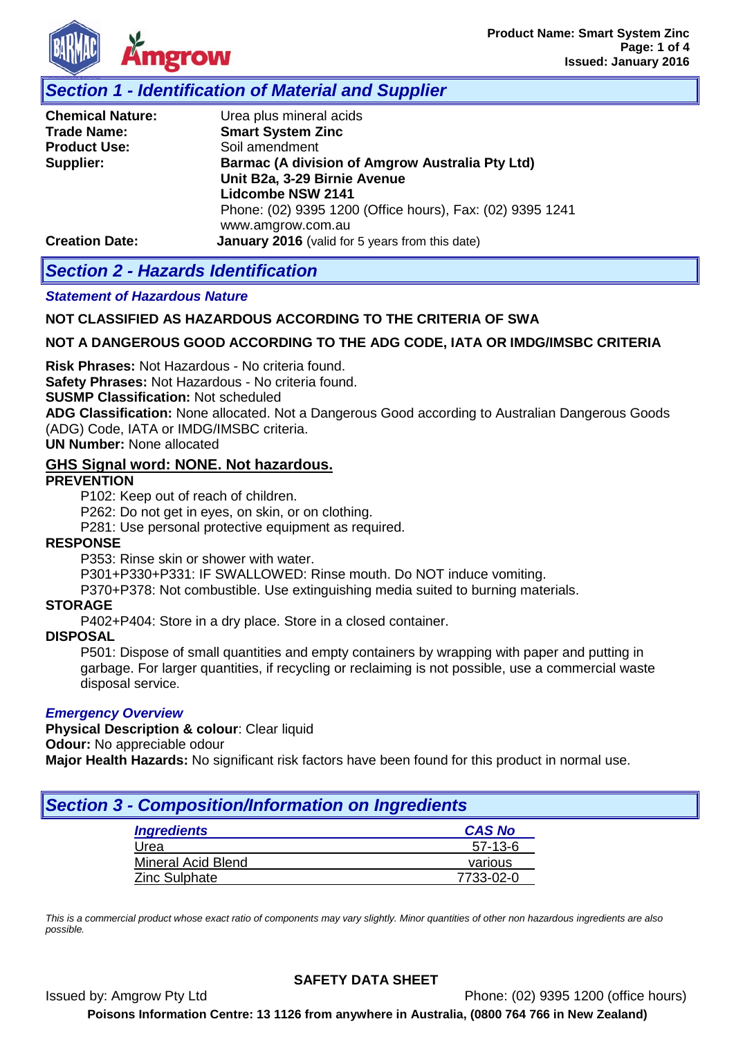## Section 1 - Identification of Material and Supplier

**Chemical Nature:** Urea plus mineral acids
**Trade Name:** **Smart System Zinc**
**Product Use:** Soil amendment
**Supplier:** **Barmac (A division of Amgrow Australia Pty Ltd)**
**Unit B2a, 3-29 Birnie Avenue**
**Lidcombe NSW 2141**
Phone: (02) 9395 1200 (Office hours), Fax: (02) 9395 1241
www.amgrow.com.au
**Creation Date:** **January 2016** (valid for 5 years from this date)

## Section 2 - Hazards Identification

***Statement of Hazardous Nature***

**NOT CLASSIFIED AS HAZARDOUS ACCORDING TO THE CRITERIA OF SWA**

**NOT A DANGEROUS GOOD ACCORDING TO THE ADG CODE, IATA OR IMDG/IMSBC CRITERIA**

**Risk Phrases:** Not Hazardous - No criteria found.
**Safety Phrases:** Not Hazardous - No criteria found.
**SUSMP Classification:** Not scheduled
**ADG Classification:** None allocated. Not a Dangerous Good according to Australian Dangerous Goods (ADG) Code, IATA or IMDG/IMSBC criteria.
**UN Number:** None allocated

**GHS Signal word: NONE. Not hazardous.**

**PREVENTION**

P102: Keep out of reach of children.
P262: Do not get in eyes, on skin, or on clothing.
P281: Use personal protective equipment as required.

**RESPONSE**

P353: Rinse skin or shower with water.
P301+P330+P331: IF SWALLOWED: Rinse mouth. Do NOT induce vomiting.
P370+P378: Not combustible. Use extinguishing media suited to burning materials.

**STORAGE**

P402+P404: Store in a dry place. Store in a closed container.

**DISPOSAL**

P501: Dispose of small quantities and empty containers by wrapping with paper and putting in garbage. For larger quantities, if recycling or reclaiming is not possible, use a commercial waste disposal service.

***Emergency Overview***

**Physical Description & colour**: Clear liquid
**Odour:** No appreciable odour
**Major Health Hazards:** No significant risk factors have been found for this product in normal use.

## Section 3 - Composition/Information on Ingredients

| Ingredients | CAS No |
|---|---|
| Urea | 57-13-6 |
| Mineral Acid Blend | various |
| Zinc Sulphate | 7733-02-0 |

*This is a commercial product whose exact ratio of components may vary slightly. Minor quantities of other non hazardous ingredients are also possible.*

**SAFETY DATA SHEET**

Issued by: Amgrow Pty Ltd Phone: (02) 9395 1200 (office hours)

**Poisons Information Centre: 13 1126 from anywhere in Australia, (0800 764 766 in New Zealand)**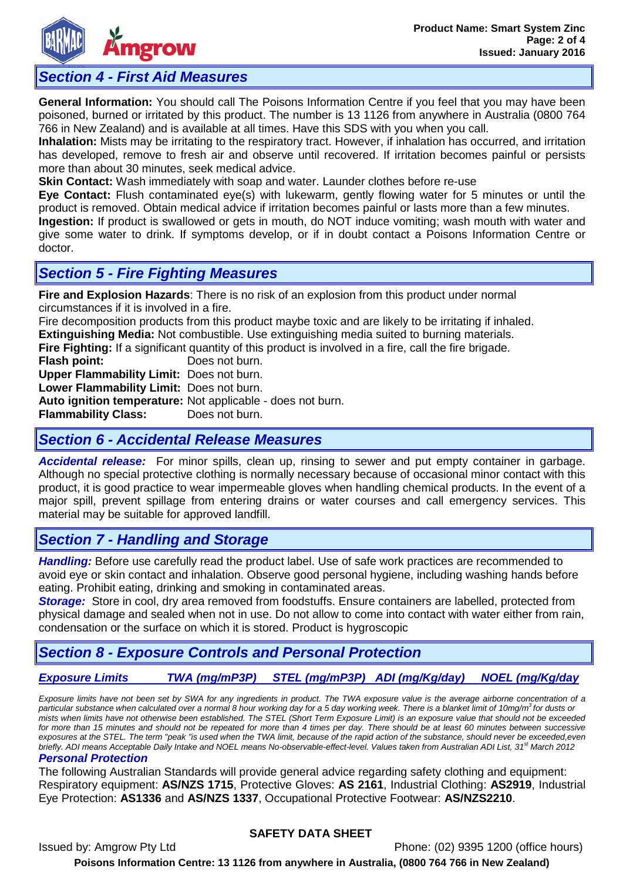## Section 4 - First Aid Measures

**General Information:** You should call The Poisons Information Centre if you feel that you may have been poisoned, burned or irritated by this product. The number is 13 1126 from anywhere in Australia (0800 764 766 in New Zealand) and is available at all times. Have this SDS with you when you call.

**Inhalation:** Mists may be irritating to the respiratory tract. However, if inhalation has occurred, and irritation has developed, remove to fresh air and observe until recovered. If irritation becomes painful or persists more than about 30 minutes, seek medical advice.

**Skin Contact:** Wash immediately with soap and water. Launder clothes before re-use

**Eye Contact:** Flush contaminated eye(s) with lukewarm, gently flowing water for 5 minutes or until the product is removed. Obtain medical advice if irritation becomes painful or lasts more than a few minutes.

**Ingestion:** If product is swallowed or gets in mouth, do NOT induce vomiting; wash mouth with water and give some water to drink. If symptoms develop, or if in doubt contact a Poisons Information Centre or doctor.

## Section 5 - Fire Fighting Measures

**Fire and Explosion Hazards**: There is no risk of an explosion from this product under normal circumstances if it is involved in a fire.

Fire decomposition products from this product maybe toxic and are likely to be irritating if inhaled.

**Extinguishing Media:** Not combustible. Use extinguishing media suited to burning materials.

**Fire Fighting:** If a significant quantity of this product is involved in a fire, call the fire brigade.

**Flash point:** Does not burn.

**Upper Flammability Limit:** Does not burn.

**Lower Flammability Limit:** Does not burn.

**Auto ignition temperature:** Not applicable - does not burn.

**Flammability Class:** Does not burn.

## Section 6 - Accidental Release Measures

***Accidental release:*** For minor spills, clean up, rinsing to sewer and put empty container in garbage. Although no special protective clothing is normally necessary because of occasional minor contact with this product, it is good practice to wear impermeable gloves when handling chemical products. In the event of a major spill, prevent spillage from entering drains or water courses and call emergency services. This material may be suitable for approved landfill.

## Section 7 - Handling and Storage

***Handling:*** Before use carefully read the product label. Use of safe work practices are recommended to avoid eye or skin contact and inhalation. Observe good personal hygiene, including washing hands before eating. Prohibit eating, drinking and smoking in contaminated areas.

***Storage:*** Store in cool, dry area removed from foodstuffs. Ensure containers are labelled, protected from physical damage and sealed when not in use. Do not allow to come into contact with water either from rain, condensation or the surface on which it is stored. Product is hygroscopic

## Section 8 - Exposure Controls and Personal Protection

| *Exposure Limits* | *TWA (mg/mP3P)* | *STEL (mg/mP3P)* | *ADI (mg/Kg/day)* | *NOEL (mg/Kg/day* |
|---|---|---|---|---|

*Exposure limits have not been set by SWA for any ingredients in product. The TWA exposure value is the average airborne concentration of a particular substance when calculated over a normal 8 hour working day for a 5 day working week. There is a blanket limit of 10mg/m$^3$ for dusts or mists when limits have not otherwise been established. The STEL (Short Term Exposure Limit) is an exposure value that should not be exceeded for more than 15 minutes and should not be repeated for more than 4 times per day. There should be at least 60 minutes between successive exposures at the STEL. The term "peak "is used when the TWA limit, because of the rapid action of the substance, should never be exceeded,even briefly. ADI means Acceptable Daily Intake and NOEL means No-observable-effect-level. Values taken from Australian ADI List, 31st March 2012*

### Personal Protection

The following Australian Standards will provide general advice regarding safety clothing and equipment: Respiratory equipment: **AS/NZS 1715**, Protective Gloves: **AS 2161**, Industrial Clothing: **AS2919**, Industrial Eye Protection: **AS1336** and **AS/NZS 1337**, Occupational Protective Footwear: **AS/NZS2210**.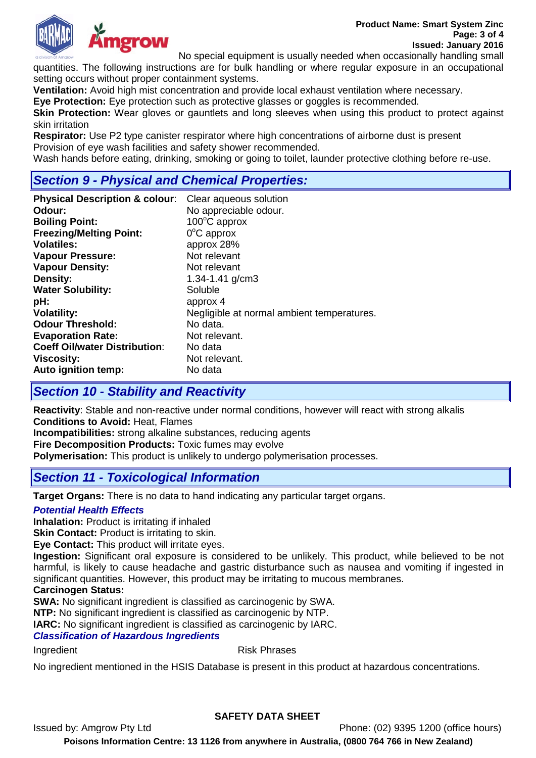No special equipment is usually needed when occasionally handling small quantities. The following instructions are for bulk handling or where regular exposure in an occupational setting occurs without proper containment systems.

**Ventilation:** Avoid high mist concentration and provide local exhaust ventilation where necessary.

**Eye Protection:** Eye protection such as protective glasses or goggles is recommended.

**Skin Protection:** Wear gloves or gauntlets and long sleeves when using this product to protect against skin irritation

**Respirator:** Use P2 type canister respirator where high concentrations of airborne dust is present

Provision of eye wash facilities and safety shower recommended.

Wash hands before eating, drinking, smoking or going to toilet, launder protective clothing before re-use.

## *Section 9 - Physical and Chemical Properties:*

| | |
|---|---|
| **Physical Description & colour**: | Clear aqueous solution |
| **Odour:** | No appreciable odour. |
| **Boiling Point:** | 100°C approx |
| **Freezing/Melting Point:** | 0°C approx |
| **Volatiles:** | approx 28% |
| **Vapour Pressure:** | Not relevant |
| **Vapour Density:** | Not relevant |
| **Density:** | 1.34-1.41 g/cm3 |
| **Water Solubility:** | Soluble |
| **pH:** | approx 4 |
| **Volatility:** | Negligible at normal ambient temperatures. |
| **Odour Threshold:** | No data. |
| **Evaporation Rate:** | Not relevant. |
| **Coeff Oil/water Distribution**: | No data |
| **Viscosity:** | Not relevant. |
| **Auto ignition temp:** | No data |

## *Section 10 - Stability and Reactivity*

**Reactivity**: Stable and non-reactive under normal conditions, however will react with strong alkalis

**Conditions to Avoid:** Heat, Flames

**Incompatibilities:** strong alkaline substances, reducing agents

**Fire Decomposition Products:** Toxic fumes may evolve

**Polymerisation:** This product is unlikely to undergo polymerisation processes.

## *Section 11 - Toxicological Information*

**Target Organs:** There is no data to hand indicating any particular target organs.

### *Potential Health Effects*

**Inhalation:** Product is irritating if inhaled

**Skin Contact:** Product is irritating to skin.

**Eye Contact:** This product will irritate eyes.

**Ingestion:** Significant oral exposure is considered to be unlikely. This product, while believed to be not harmful, is likely to cause headache and gastric disturbance such as nausea and vomiting if ingested in significant quantities. However, this product may be irritating to mucous membranes.

**Carcinogen Status:**

**SWA:** No significant ingredient is classified as carcinogenic by SWA.

**NTP:** No significant ingredient is classified as carcinogenic by NTP.

**IARC:** No significant ingredient is classified as carcinogenic by IARC.

### *Classification of Hazardous Ingredients*

| Ingredient | Risk Phrases |
|---|---|

No ingredient mentioned in the HSIS Database is present in this product at hazardous concentrations.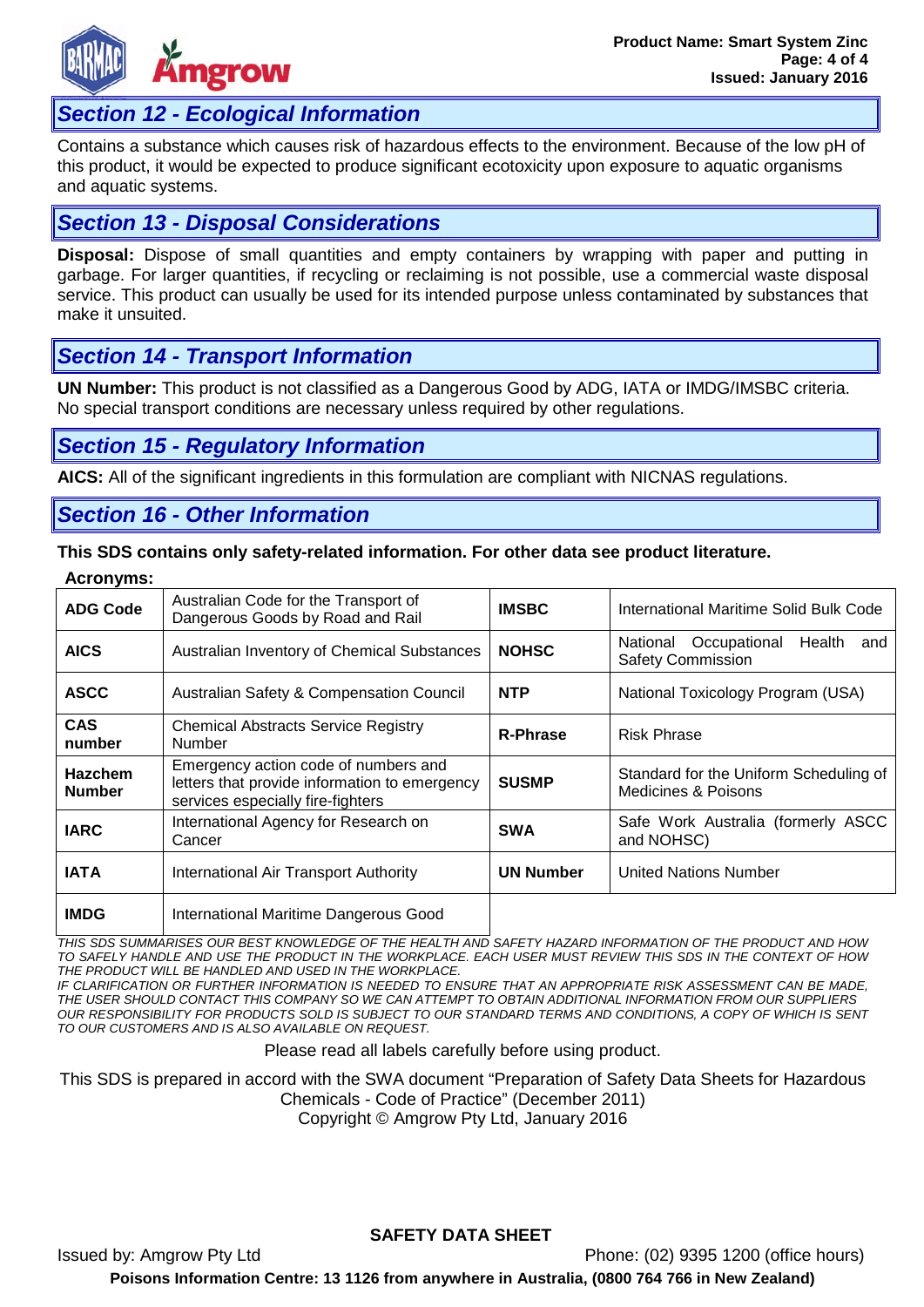## Section 12 - Ecological Information

Contains a substance which causes risk of hazardous effects to the environment. Because of the low pH of this product, it would be expected to produce significant ecotoxicity upon exposure to aquatic organisms and aquatic systems.

## Section 13 - Disposal Considerations

**Disposal:** Dispose of small quantities and empty containers by wrapping with paper and putting in garbage. For larger quantities, if recycling or reclaiming is not possible, use a commercial waste disposal service. This product can usually be used for its intended purpose unless contaminated by substances that make it unsuited.

## Section 14 - Transport Information

**UN Number:** This product is not classified as a Dangerous Good by ADG, IATA or IMDG/IMSBC criteria. No special transport conditions are necessary unless required by other regulations.

## Section 15 - Regulatory Information

**AICS:** All of the significant ingredients in this formulation are compliant with NICNAS regulations.

## Section 16 - Other Information

**This SDS contains only safety-related information. For other data see product literature.**

**Acronyms:**

| | | | |
|---|---|---|---|
| **ADG Code** | Australian Code for the Transport of Dangerous Goods by Road and Rail | **IMSBC** | International Maritime Solid Bulk Code |
| **AICS** | Australian Inventory of Chemical Substances | **NOHSC** | National Occupational Health and Safety Commission |
| **ASCC** | Australian Safety & Compensation Council | **NTP** | National Toxicology Program (USA) |
| **CAS number** | Chemical Abstracts Service Registry Number | **R-Phrase** | Risk Phrase |
| **Hazchem Number** | Emergency action code of numbers and letters that provide information to emergency services especially fire-fighters | **SUSMP** | Standard for the Uniform Scheduling of Medicines & Poisons |
| **IARC** | International Agency for Research on Cancer | **SWA** | Safe Work Australia (formerly ASCC and NOHSC) |
| **IATA** | International Air Transport Authority | **UN Number** | United Nations Number |
| **IMDG** | International Maritime Dangerous Good | | |

*THIS SDS SUMMARISES OUR BEST KNOWLEDGE OF THE HEALTH AND SAFETY HAZARD INFORMATION OF THE PRODUCT AND HOW TO SAFELY HANDLE AND USE THE PRODUCT IN THE WORKPLACE. EACH USER MUST REVIEW THIS SDS IN THE CONTEXT OF HOW THE PRODUCT WILL BE HANDLED AND USED IN THE WORKPLACE.*
*IF CLARIFICATION OR FURTHER INFORMATION IS NEEDED TO ENSURE THAT AN APPROPRIATE RISK ASSESSMENT CAN BE MADE, THE USER SHOULD CONTACT THIS COMPANY SO WE CAN ATTEMPT TO OBTAIN ADDITIONAL INFORMATION FROM OUR SUPPLIERS OUR RESPONSIBILITY FOR PRODUCTS SOLD IS SUBJECT TO OUR STANDARD TERMS AND CONDITIONS, A COPY OF WHICH IS SENT TO OUR CUSTOMERS AND IS ALSO AVAILABLE ON REQUEST.*

Please read all labels carefully before using product.

This SDS is prepared in accord with the SWA document "Preparation of Safety Data Sheets for Hazardous Chemicals - Code of Practice" (December 2011)
Copyright © Amgrow Pty Ltd, January 2016